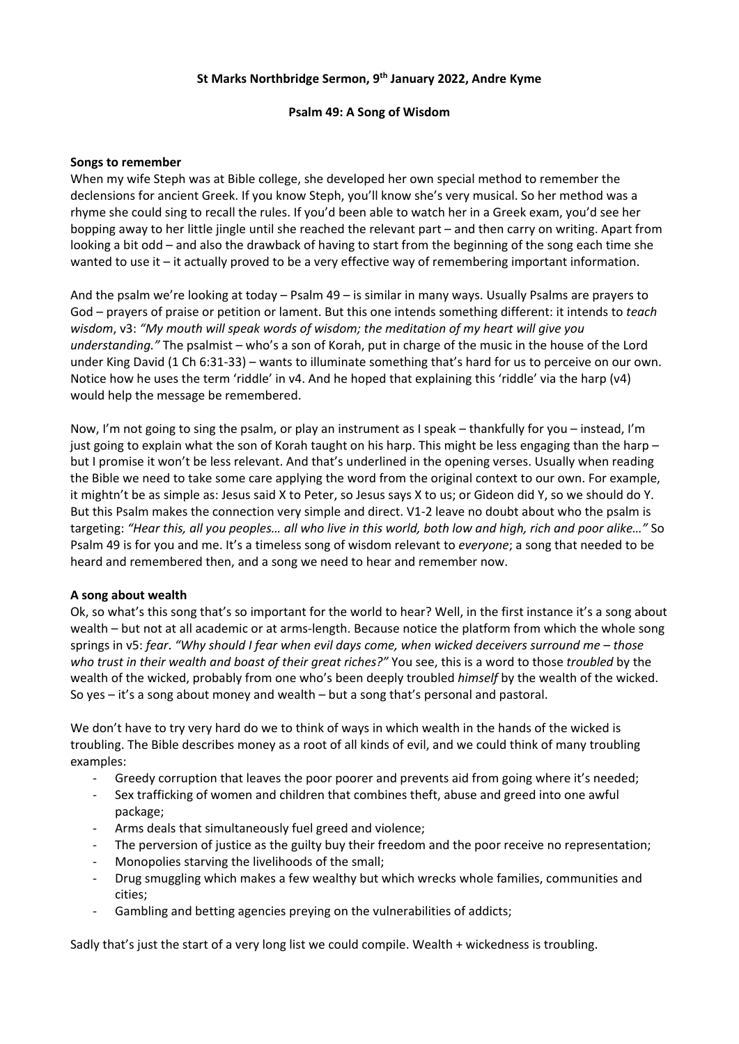**St Marks Northbridge Sermon, 9th January 2022, Andre Kyme**

**Psalm 49: A Song of Wisdom**

**Songs to remember**

When my wife Steph was at Bible college, she developed her own special method to remember the declensions for ancient Greek. If you know Steph, you'll know she's very musical. So her method was a rhyme she could sing to recall the rules. If you'd been able to watch her in a Greek exam, you'd see her bopping away to her little jingle until she reached the relevant part – and then carry on writing. Apart from looking a bit odd – and also the drawback of having to start from the beginning of the song each time she wanted to use it – it actually proved to be a very effective way of remembering important information.

And the psalm we're looking at today – Psalm 49 – is similar in many ways. Usually Psalms are prayers to God – prayers of praise or petition or lament. But this one intends something different: it intends to *teach wisdom*, v3: *"My mouth will speak words of wisdom; the meditation of my heart will give you understanding."* The psalmist – who's a son of Korah, put in charge of the music in the house of the Lord under King David (1 Ch 6:31-33) – wants to illuminate something that's hard for us to perceive on our own. Notice how he uses the term 'riddle' in v4. And he hoped that explaining this 'riddle' via the harp (v4) would help the message be remembered.

Now, I'm not going to sing the psalm, or play an instrument as I speak – thankfully for you – instead, I'm just going to explain what the son of Korah taught on his harp. This might be less engaging than the harp – but I promise it won't be less relevant. And that's underlined in the opening verses. Usually when reading the Bible we need to take some care applying the word from the original context to our own. For example, it mightn't be as simple as: Jesus said X to Peter, so Jesus says X to us; or Gideon did Y, so we should do Y. But this Psalm makes the connection very simple and direct. V1-2 leave no doubt about who the psalm is targeting: *"Hear this, all you peoples… all who live in this world, both low and high, rich and poor alike…"* So Psalm 49 is for you and me. It's a timeless song of wisdom relevant to *everyone*; a song that needed to be heard and remembered then, and a song we need to hear and remember now.

**A song about wealth**

Ok, so what's this song that's so important for the world to hear? Well, in the first instance it's a song about wealth – but not at all academic or at arms-length. Because notice the platform from which the whole song springs in v5: *fear*. *"Why should I fear when evil days come, when wicked deceivers surround me – those who trust in their wealth and boast of their great riches?"* You see, this is a word to those *troubled* by the wealth of the wicked, probably from one who's been deeply troubled *himself* by the wealth of the wicked. So yes – it's a song about money and wealth – but a song that's personal and pastoral.

We don't have to try very hard do we to think of ways in which wealth in the hands of the wicked is troubling. The Bible describes money as a root of all kinds of evil, and we could think of many troubling examples:

- Greedy corruption that leaves the poor poorer and prevents aid from going where it's needed;
- Sex trafficking of women and children that combines theft, abuse and greed into one awful package;
- Arms deals that simultaneously fuel greed and violence;
- The perversion of justice as the guilty buy their freedom and the poor receive no representation;
- Monopolies starving the livelihoods of the small;
- Drug smuggling which makes a few wealthy but which wrecks whole families, communities and cities;
- Gambling and betting agencies preying on the vulnerabilities of addicts;

Sadly that's just the start of a very long list we could compile. Wealth + wickedness is troubling.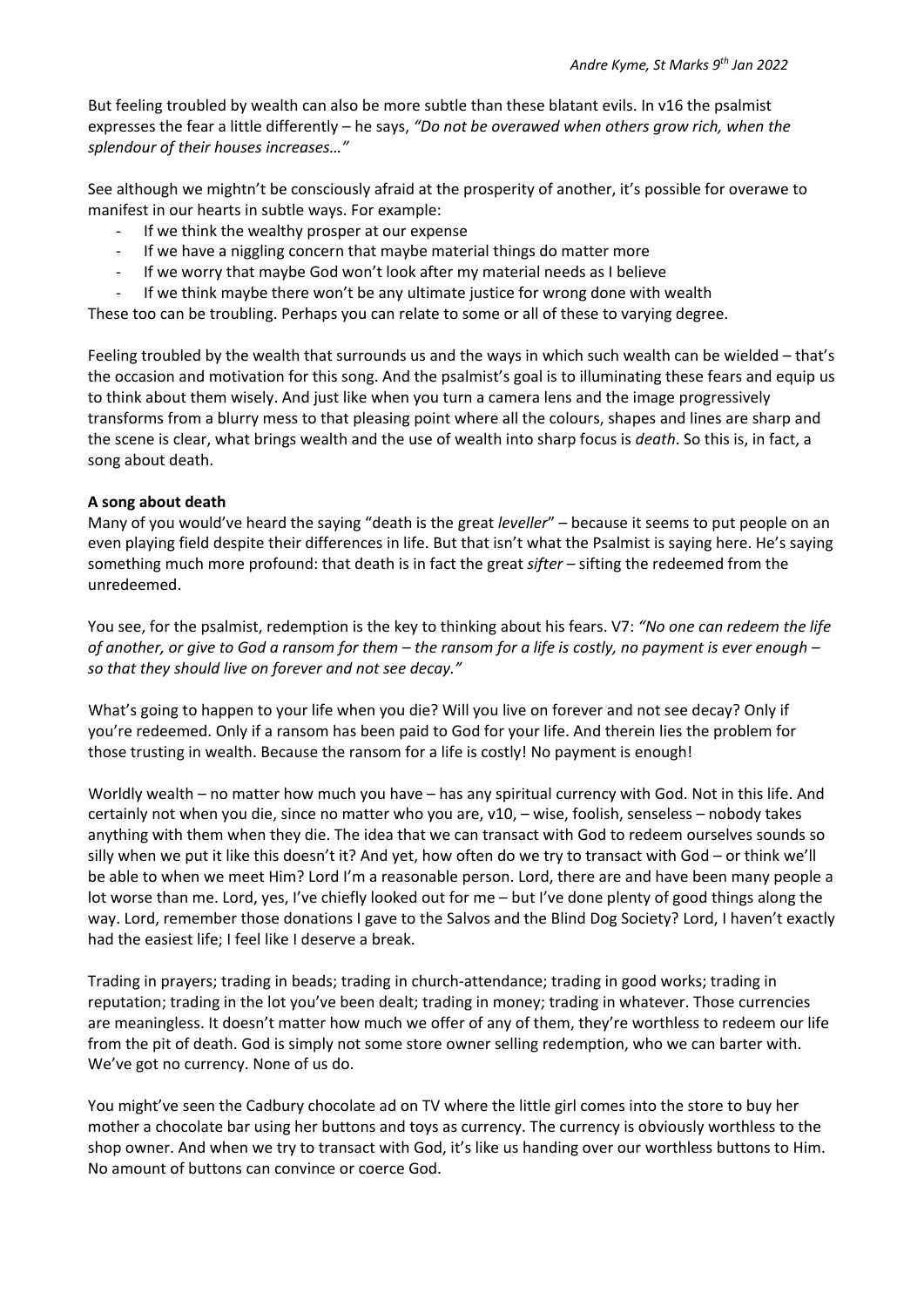But feeling troubled by wealth can also be more subtle than these blatant evils. In v16 the psalmist expresses the fear a little differently – he says, *"Do not be overawed when others grow rich, when the splendour of their houses increases…"*

See although we mightn't be consciously afraid at the prosperity of another, it's possible for overawe to manifest in our hearts in subtle ways. For example:

- If we think the wealthy prosper at our expense
- If we have a niggling concern that maybe material things do matter more
- If we worry that maybe God won't look after my material needs as I believe
- If we think maybe there won't be any ultimate justice for wrong done with wealth

These too can be troubling. Perhaps you can relate to some or all of these to varying degree.

Feeling troubled by the wealth that surrounds us and the ways in which such wealth can be wielded – that's the occasion and motivation for this song. And the psalmist's goal is to illuminating these fears and equip us to think about them wisely. And just like when you turn a camera lens and the image progressively transforms from a blurry mess to that pleasing point where all the colours, shapes and lines are sharp and the scene is clear, what brings wealth and the use of wealth into sharp focus is *death*. So this is, in fact, a song about death.

**A song about death**

Many of you would've heard the saying "death is the great *leveller*" – because it seems to put people on an even playing field despite their differences in life. But that isn't what the Psalmist is saying here. He's saying something much more profound: that death is in fact the great *sifter* – sifting the redeemed from the unredeemed.

You see, for the psalmist, redemption is the key to thinking about his fears. V7: *"No one can redeem the life of another, or give to God a ransom for them – the ransom for a life is costly, no payment is ever enough – so that they should live on forever and not see decay."*

What's going to happen to your life when you die? Will you live on forever and not see decay? Only if you're redeemed. Only if a ransom has been paid to God for your life. And therein lies the problem for those trusting in wealth. Because the ransom for a life is costly! No payment is enough!

Worldly wealth – no matter how much you have – has any spiritual currency with God. Not in this life. And certainly not when you die, since no matter who you are, v10, – wise, foolish, senseless – nobody takes anything with them when they die. The idea that we can transact with God to redeem ourselves sounds so silly when we put it like this doesn't it? And yet, how often do we try to transact with God – or think we'll be able to when we meet Him? Lord I'm a reasonable person. Lord, there are and have been many people a lot worse than me. Lord, yes, I've chiefly looked out for me – but I've done plenty of good things along the way. Lord, remember those donations I gave to the Salvos and the Blind Dog Society? Lord, I haven't exactly had the easiest life; I feel like I deserve a break.

Trading in prayers; trading in beads; trading in church-attendance; trading in good works; trading in reputation; trading in the lot you've been dealt; trading in money; trading in whatever. Those currencies are meaningless. It doesn't matter how much we offer of any of them, they're worthless to redeem our life from the pit of death. God is simply not some store owner selling redemption, who we can barter with. We've got no currency. None of us do.

You might've seen the Cadbury chocolate ad on TV where the little girl comes into the store to buy her mother a chocolate bar using her buttons and toys as currency. The currency is obviously worthless to the shop owner. And when we try to transact with God, it's like us handing over our worthless buttons to Him. No amount of buttons can convince or coerce God.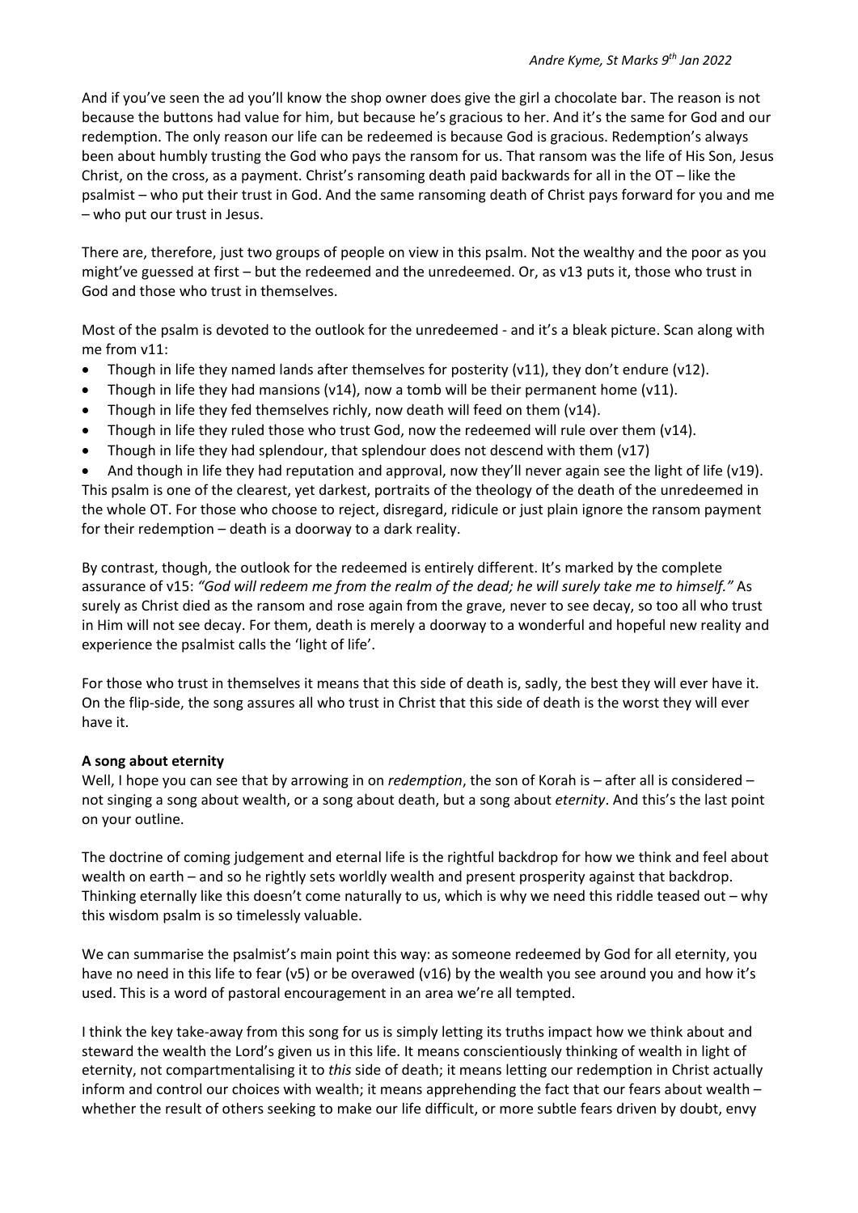And if you've seen the ad you'll know the shop owner does give the girl a chocolate bar. The reason is not because the buttons had value for him, but because he's gracious to her. And it's the same for God and our redemption. The only reason our life can be redeemed is because God is gracious. Redemption's always been about humbly trusting the God who pays the ransom for us. That ransom was the life of His Son, Jesus Christ, on the cross, as a payment. Christ's ransoming death paid backwards for all in the OT – like the psalmist – who put their trust in God. And the same ransoming death of Christ pays forward for you and me – who put our trust in Jesus.

There are, therefore, just two groups of people on view in this psalm. Not the wealthy and the poor as you might've guessed at first – but the redeemed and the unredeemed. Or, as v13 puts it, those who trust in God and those who trust in themselves.

Most of the psalm is devoted to the outlook for the unredeemed - and it's a bleak picture. Scan along with me from v11:

- Though in life they named lands after themselves for posterity (v11), they don't endure (v12).
- Though in life they had mansions (v14), now a tomb will be their permanent home (v11).
- Though in life they fed themselves richly, now death will feed on them (v14).
- Though in life they ruled those who trust God, now the redeemed will rule over them (v14).
- Though in life they had splendour, that splendour does not descend with them (v17)
- And though in life they had reputation and approval, now they'll never again see the light of life (v19).

This psalm is one of the clearest, yet darkest, portraits of the theology of the death of the unredeemed in the whole OT. For those who choose to reject, disregard, ridicule or just plain ignore the ransom payment for their redemption – death is a doorway to a dark reality.

By contrast, though, the outlook for the redeemed is entirely different. It's marked by the complete assurance of v15: *"God will redeem me from the realm of the dead; he will surely take me to himself."* As surely as Christ died as the ransom and rose again from the grave, never to see decay, so too all who trust in Him will not see decay. For them, death is merely a doorway to a wonderful and hopeful new reality and experience the psalmist calls the 'light of life'.

For those who trust in themselves it means that this side of death is, sadly, the best they will ever have it. On the flip-side, the song assures all who trust in Christ that this side of death is the worst they will ever have it.

**A song about eternity**

Well, I hope you can see that by arrowing in on *redemption*, the son of Korah is – after all is considered – not singing a song about wealth, or a song about death, but a song about *eternity*. And this's the last point on your outline.

The doctrine of coming judgement and eternal life is the rightful backdrop for how we think and feel about wealth on earth – and so he rightly sets worldly wealth and present prosperity against that backdrop. Thinking eternally like this doesn't come naturally to us, which is why we need this riddle teased out – why this wisdom psalm is so timelessly valuable.

We can summarise the psalmist's main point this way: as someone redeemed by God for all eternity, you have no need in this life to fear (v5) or be overawed (v16) by the wealth you see around you and how it's used. This is a word of pastoral encouragement in an area we're all tempted.

I think the key take-away from this song for us is simply letting its truths impact how we think about and steward the wealth the Lord's given us in this life. It means conscientiously thinking of wealth in light of eternity, not compartmentalising it to *this* side of death; it means letting our redemption in Christ actually inform and control our choices with wealth; it means apprehending the fact that our fears about wealth – whether the result of others seeking to make our life difficult, or more subtle fears driven by doubt, envy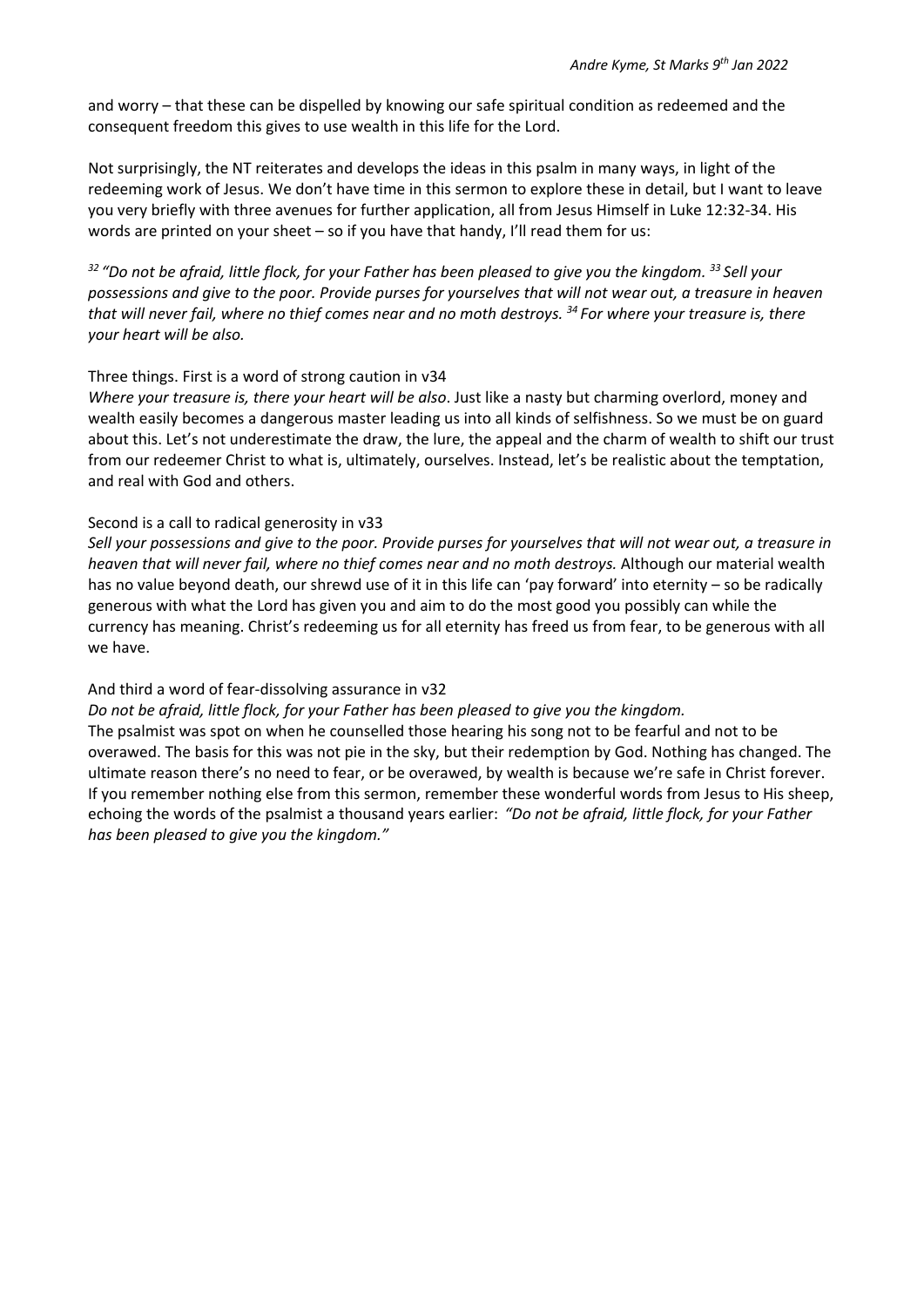and worry – that these can be dispelled by knowing our safe spiritual condition as redeemed and the consequent freedom this gives to use wealth in this life for the Lord.

Not surprisingly, the NT reiterates and develops the ideas in this psalm in many ways, in light of the redeeming work of Jesus. We don't have time in this sermon to explore these in detail, but I want to leave you very briefly with three avenues for further application, all from Jesus Himself in Luke 12:32-34. His words are printed on your sheet – so if you have that handy, I'll read them for us:

*[32] "Do not be afraid, little flock, for your Father has been pleased to give you the kingdom. [33] Sell your possessions and give to the poor. Provide purses for yourselves that will not wear out, a treasure in heaven that will never fail, where no thief comes near and no moth destroys. [34] For where your treasure is, there your heart will be also.*

Three things. First is a word of strong caution in v34

*Where your treasure is, there your heart will be also*. Just like a nasty but charming overlord, money and wealth easily becomes a dangerous master leading us into all kinds of selfishness. So we must be on guard about this. Let's not underestimate the draw, the lure, the appeal and the charm of wealth to shift our trust from our redeemer Christ to what is, ultimately, ourselves. Instead, let's be realistic about the temptation, and real with God and others.

Second is a call to radical generosity in v33

*Sell your possessions and give to the poor. Provide purses for yourselves that will not wear out, a treasure in heaven that will never fail, where no thief comes near and no moth destroys.* Although our material wealth has no value beyond death, our shrewd use of it in this life can 'pay forward' into eternity – so be radically generous with what the Lord has given you and aim to do the most good you possibly can while the currency has meaning. Christ's redeeming us for all eternity has freed us from fear, to be generous with all we have.

And third a word of fear-dissolving assurance in v32

*Do not be afraid, little flock, for your Father has been pleased to give you the kingdom.*

The psalmist was spot on when he counselled those hearing his song not to be fearful and not to be overawed. The basis for this was not pie in the sky, but their redemption by God. Nothing has changed. The ultimate reason there's no need to fear, or be overawed, by wealth is because we're safe in Christ forever. If you remember nothing else from this sermon, remember these wonderful words from Jesus to His sheep, echoing the words of the psalmist a thousand years earlier: *"Do not be afraid, little flock, for your Father has been pleased to give you the kingdom."*